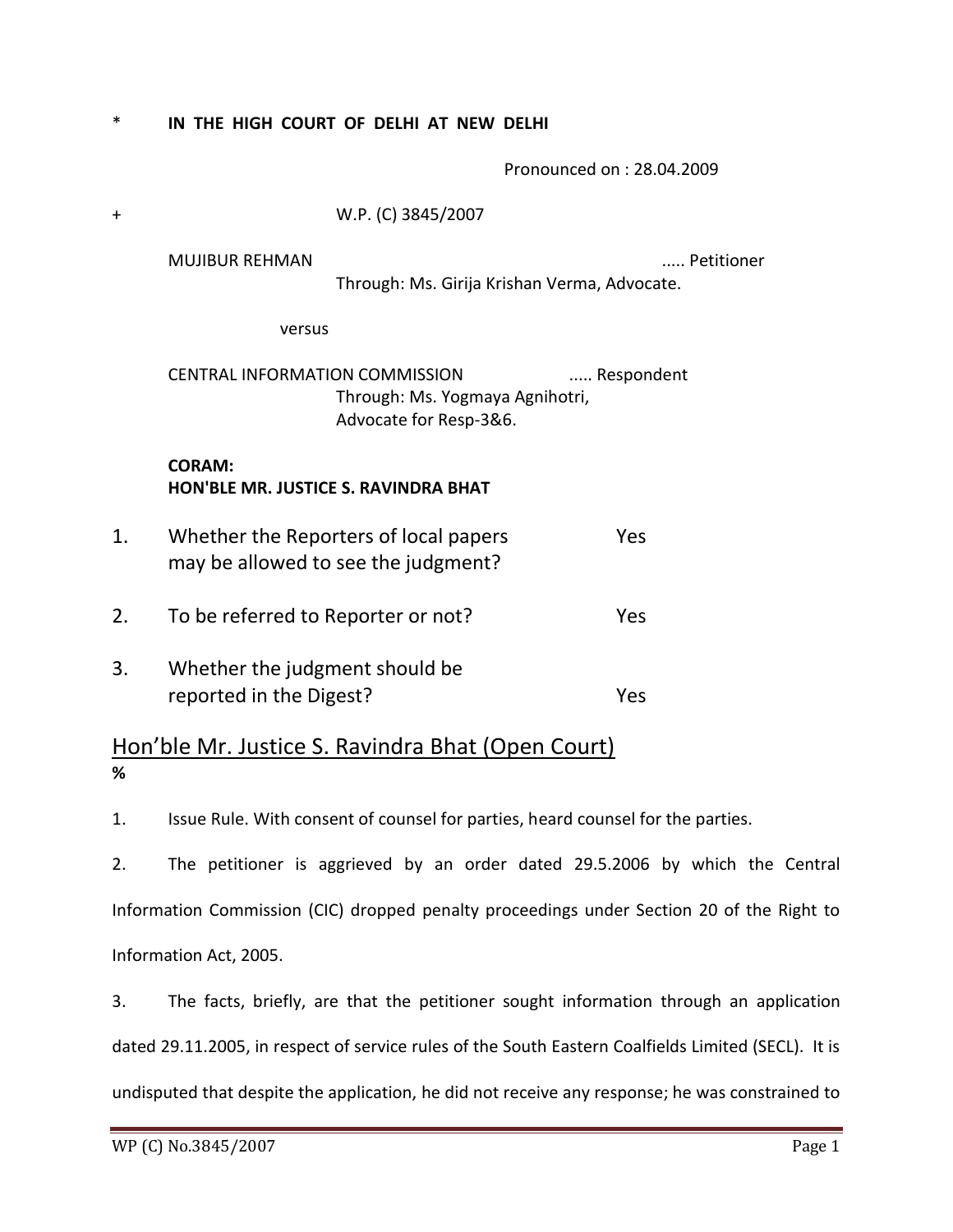\* **IN THE HIGH COURT OF DELHI AT NEW DELHI**

Pronounced on : 28.04.2009

\+ W.P. (C) 3845/2007

MUJIBUR REHMAN ..... Petitioner
Through: Ms. Girija Krishan Verma, Advocate.

versus

CENTRAL INFORMATION COMMISSION ..... Respondent
Through: Ms. Yogmaya Agnihotri, Advocate for Resp-3&6.

**CORAM:**
**HON'BLE MR. JUSTICE S. RAVINDRA BHAT**

1. Whether the Reporters of local papers may be allowed to see the judgment? Yes

2. To be referred to Reporter or not? Yes

3. Whether the judgment should be reported in the Digest? Yes

## Hon'ble Mr. Justice S. Ravindra Bhat (Open Court)

**%**

1. Issue Rule. With consent of counsel for parties, heard counsel for the parties.

2. The petitioner is aggrieved by an order dated 29.5.2006 by which the Central Information Commission (CIC) dropped penalty proceedings under Section 20 of the Right to Information Act, 2005.

3. The facts, briefly, are that the petitioner sought information through an application dated 29.11.2005, in respect of service rules of the South Eastern Coalfields Limited (SECL). It is undisputed that despite the application, he did not receive any response; he was constrained to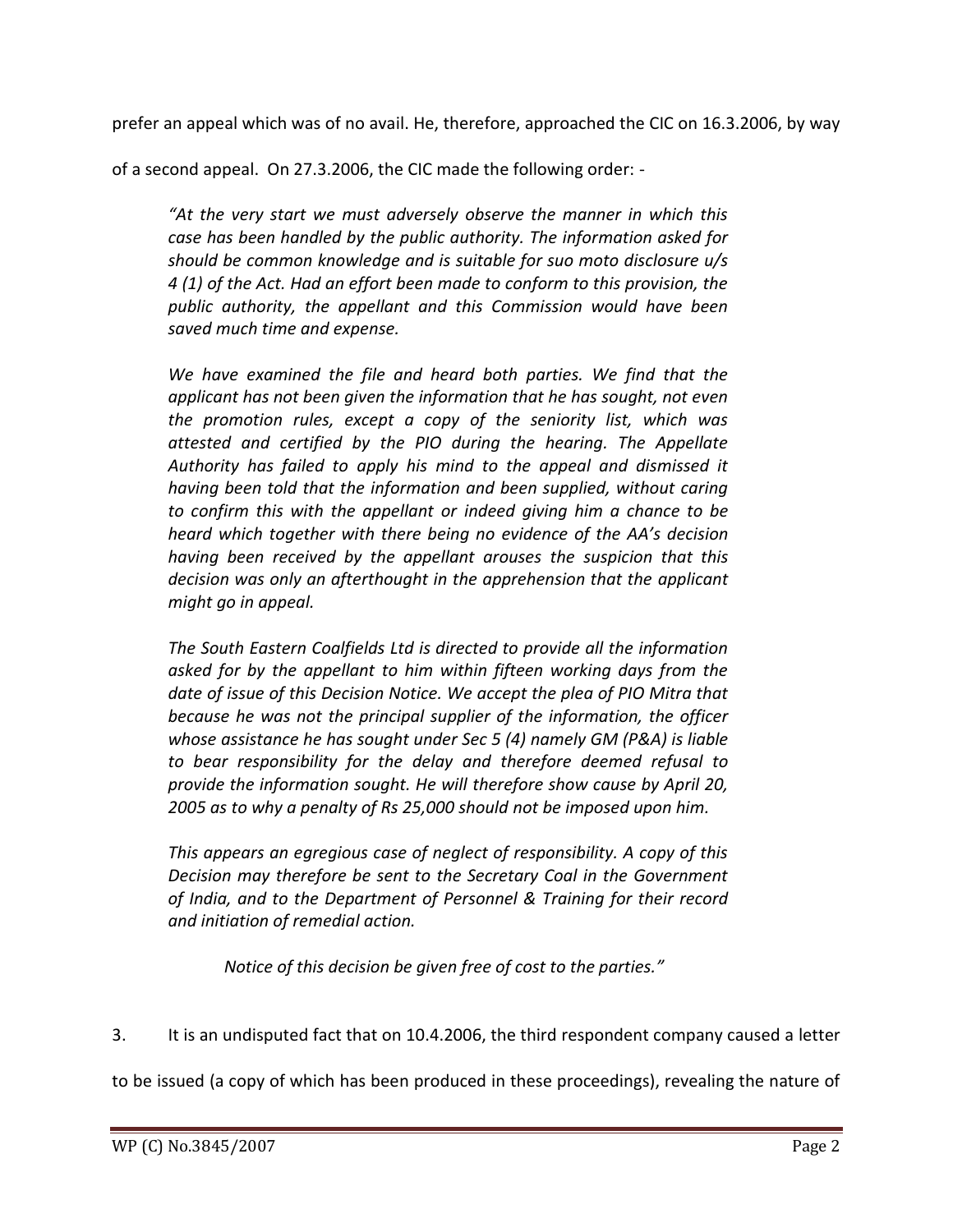prefer an appeal which was of no avail. He, therefore, approached the CIC on 16.3.2006, by way of a second appeal. On 27.3.2006, the CIC made the following order: -

> *"At the very start we must adversely observe the manner in which this case has been handled by the public authority. The information asked for should be common knowledge and is suitable for suo moto disclosure u/s 4 (1) of the Act. Had an effort been made to conform to this provision, the public authority, the appellant and this Commission would have been saved much time and expense.*
>
> *We have examined the file and heard both parties. We find that the applicant has not been given the information that he has sought, not even the promotion rules, except a copy of the seniority list, which was attested and certified by the PIO during the hearing. The Appellate Authority has failed to apply his mind to the appeal and dismissed it having been told that the information and been supplied, without caring to confirm this with the appellant or indeed giving him a chance to be heard which together with there being no evidence of the AA's decision having been received by the appellant arouses the suspicion that this decision was only an afterthought in the apprehension that the applicant might go in appeal.*
>
> *The South Eastern Coalfields Ltd is directed to provide all the information asked for by the appellant to him within fifteen working days from the date of issue of this Decision Notice. We accept the plea of PIO Mitra that because he was not the principal supplier of the information, the officer whose assistance he has sought under Sec 5 (4) namely GM (P&A) is liable to bear responsibility for the delay and therefore deemed refusal to provide the information sought. He will therefore show cause by April 20, 2005 as to why a penalty of Rs 25,000 should not be imposed upon him.*
>
> *This appears an egregious case of neglect of responsibility. A copy of this Decision may therefore be sent to the Secretary Coal in the Government of India, and to the Department of Personnel & Training for their record and initiation of remedial action.*
>
> *Notice of this decision be given free of cost to the parties."*

3. It is an undisputed fact that on 10.4.2006, the third respondent company caused a letter to be issued (a copy of which has been produced in these proceedings), revealing the nature of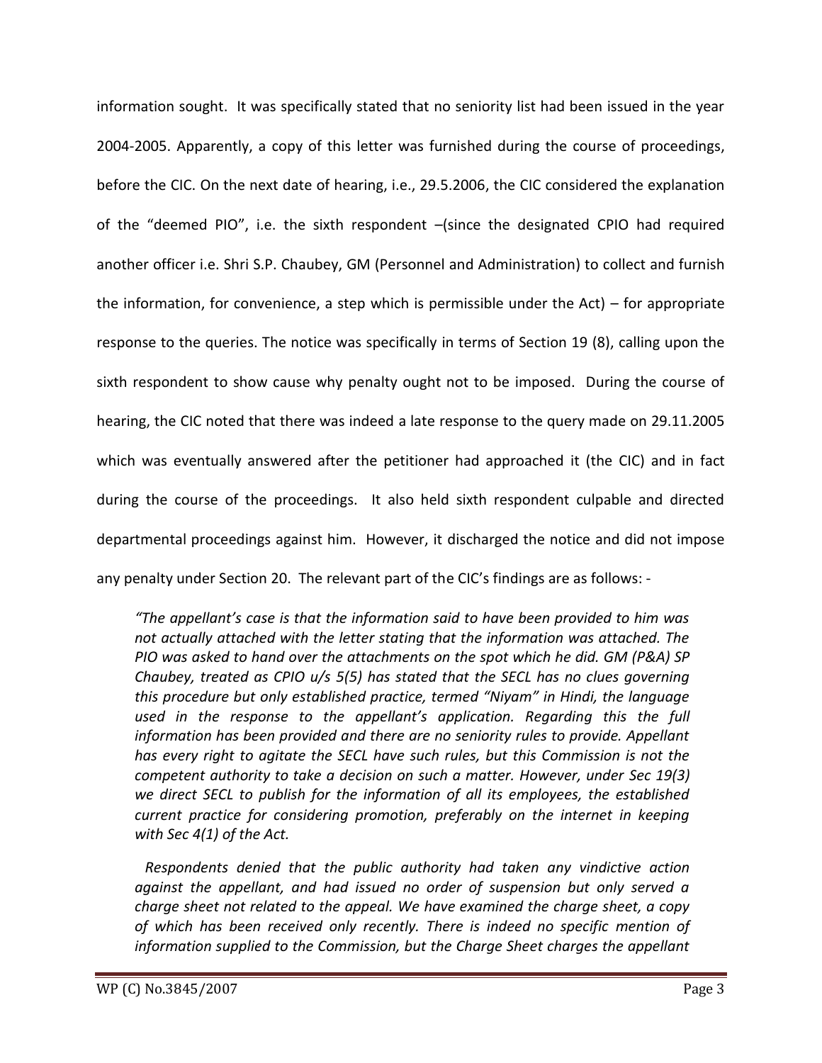information sought. It was specifically stated that no seniority list had been issued in the year 2004-2005. Apparently, a copy of this letter was furnished during the course of proceedings, before the CIC. On the next date of hearing, i.e., 29.5.2006, the CIC considered the explanation of the "deemed PIO", i.e. the sixth respondent –(since the designated CPIO had required another officer i.e. Shri S.P. Chaubey, GM (Personnel and Administration) to collect and furnish the information, for convenience, a step which is permissible under the Act) – for appropriate response to the queries. The notice was specifically in terms of Section 19 (8), calling upon the sixth respondent to show cause why penalty ought not to be imposed. During the course of hearing, the CIC noted that there was indeed a late response to the query made on 29.11.2005 which was eventually answered after the petitioner had approached it (the CIC) and in fact during the course of the proceedings. It also held sixth respondent culpable and directed departmental proceedings against him. However, it discharged the notice and did not impose any penalty under Section 20. The relevant part of the CIC's findings are as follows: -

> *"The appellant's case is that the information said to have been provided to him was not actually attached with the letter stating that the information was attached. The PIO was asked to hand over the attachments on the spot which he did. GM (P&A) SP Chaubey, treated as CPIO u/s 5(5) has stated that the SECL has no clues governing this procedure but only established practice, termed "Niyam" in Hindi, the language used in the response to the appellant's application. Regarding this the full information has been provided and there are no seniority rules to provide. Appellant has every right to agitate the SECL have such rules, but this Commission is not the competent authority to take a decision on such a matter. However, under Sec 19(3) we direct SECL to publish for the information of all its employees, the established current practice for considering promotion, preferably on the internet in keeping with Sec 4(1) of the Act.*
>
> *Respondents denied that the public authority had taken any vindictive action against the appellant, and had issued no order of suspension but only served a charge sheet not related to the appeal. We have examined the charge sheet, a copy of which has been received only recently. There is indeed no specific mention of information supplied to the Commission, but the Charge Sheet charges the appellant*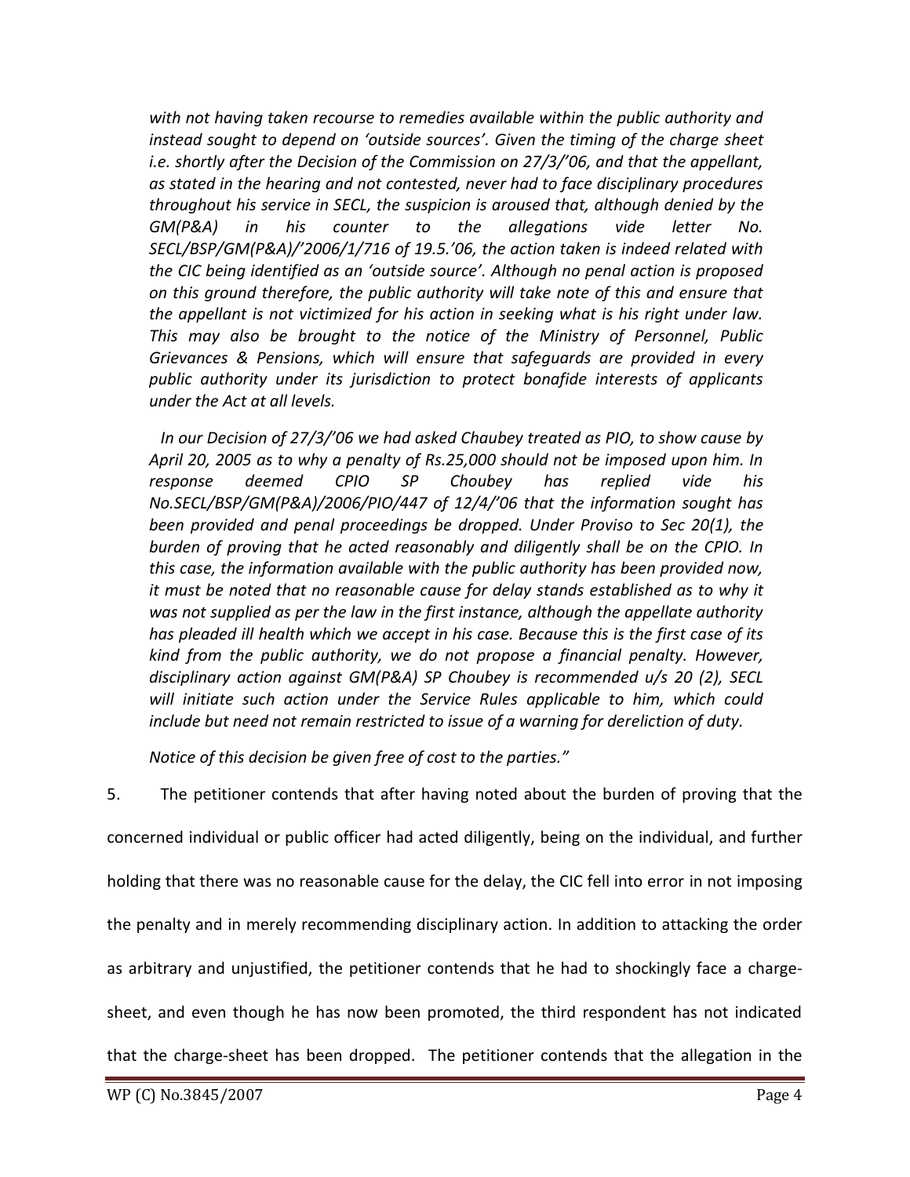*with not having taken recourse to remedies available within the public authority and instead sought to depend on 'outside sources'. Given the timing of the charge sheet i.e. shortly after the Decision of the Commission on 27/3/'06, and that the appellant, as stated in the hearing and not contested, never had to face disciplinary procedures throughout his service in SECL, the suspicion is aroused that, although denied by the GM(P&A) in his counter to the allegations vide letter No. SECL/BSP/GM(P&A)/'2006/1/716 of 19.5.'06, the action taken is indeed related with the CIC being identified as an 'outside source'. Although no penal action is proposed on this ground therefore, the public authority will take note of this and ensure that the appellant is not victimized for his action in seeking what is his right under law. This may also be brought to the notice of the Ministry of Personnel, Public Grievances & Pensions, which will ensure that safeguards are provided in every public authority under its jurisdiction to protect bonafide interests of applicants under the Act at all levels.*

*In our Decision of 27/3/'06 we had asked Chaubey treated as PIO, to show cause by April 20, 2005 as to why a penalty of Rs.25,000 should not be imposed upon him. In response deemed CPIO SP Choubey has replied vide his No.SECL/BSP/GM(P&A)/2006/PIO/447 of 12/4/'06 that the information sought has been provided and penal proceedings be dropped. Under Proviso to Sec 20(1), the burden of proving that he acted reasonably and diligently shall be on the CPIO. In this case, the information available with the public authority has been provided now, it must be noted that no reasonable cause for delay stands established as to why it was not supplied as per the law in the first instance, although the appellate authority has pleaded ill health which we accept in his case. Because this is the first case of its kind from the public authority, we do not propose a financial penalty. However, disciplinary action against GM(P&A) SP Choubey is recommended u/s 20 (2), SECL will initiate such action under the Service Rules applicable to him, which could include but need not remain restricted to issue of a warning for dereliction of duty.*

*Notice of this decision be given free of cost to the parties."*

5. The petitioner contends that after having noted about the burden of proving that the concerned individual or public officer had acted diligently, being on the individual, and further holding that there was no reasonable cause for the delay, the CIC fell into error in not imposing the penalty and in merely recommending disciplinary action. In addition to attacking the order as arbitrary and unjustified, the petitioner contends that he had to shockingly face a charge-sheet, and even though he has now been promoted, the third respondent has not indicated that the charge-sheet has been dropped. The petitioner contends that the allegation in the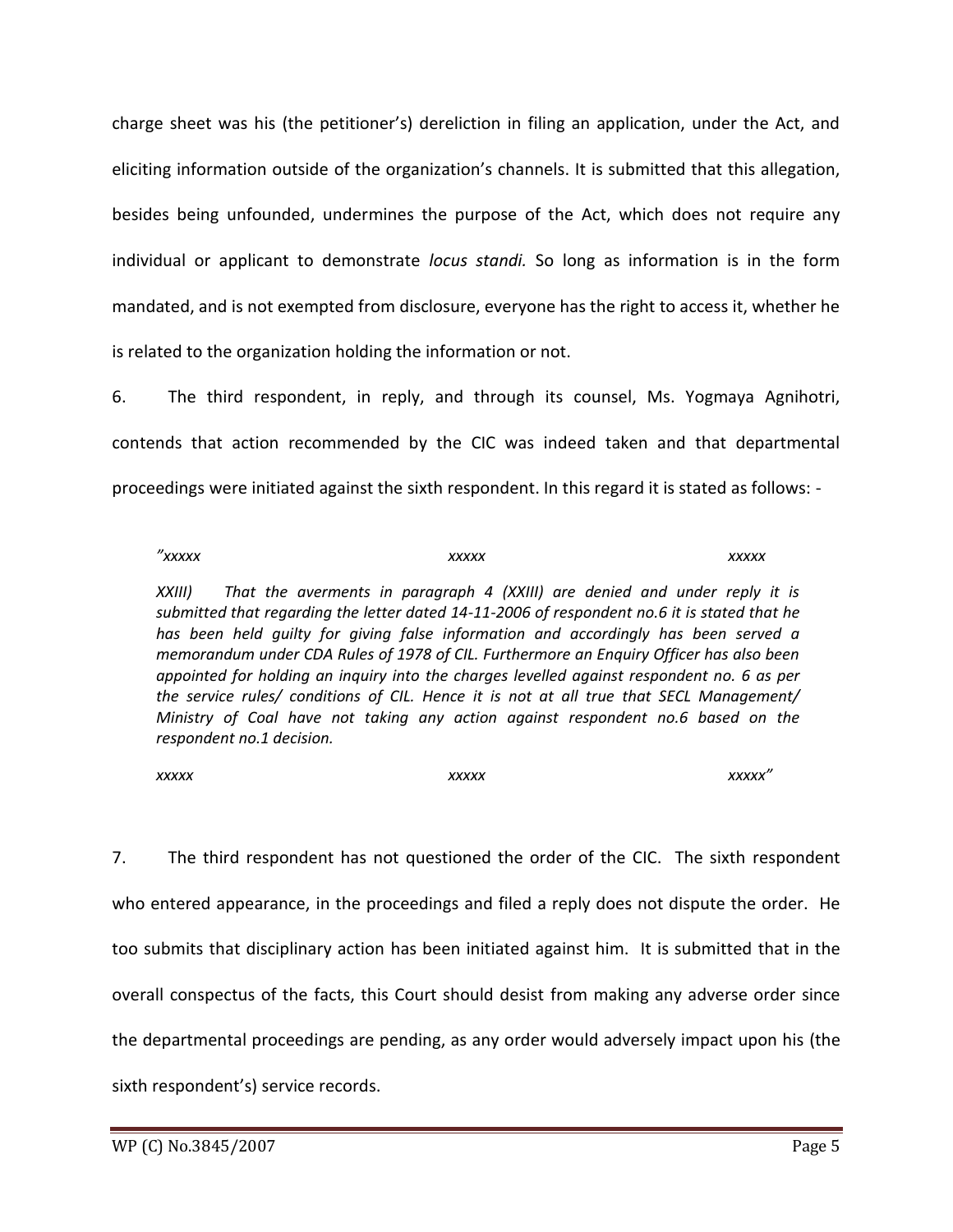charge sheet was his (the petitioner's) dereliction in filing an application, under the Act, and eliciting information outside of the organization's channels. It is submitted that this allegation, besides being unfounded, undermines the purpose of the Act, which does not require any individual or applicant to demonstrate *locus standi.* So long as information is in the form mandated, and is not exempted from disclosure, everyone has the right to access it, whether he is related to the organization holding the information or not.

6. The third respondent, in reply, and through its counsel, Ms. Yogmaya Agnihotri, contends that action recommended by the CIC was indeed taken and that departmental proceedings were initiated against the sixth respondent. In this regard it is stated as follows: -

> *"xxxxx xxxxx xxxxx*
>
> *XXIII) That the averments in paragraph 4 (XXIII) are denied and under reply it is submitted that regarding the letter dated 14-11-2006 of respondent no.6 it is stated that he has been held guilty for giving false information and accordingly has been served a memorandum under CDA Rules of 1978 of CIL. Furthermore an Enquiry Officer has also been appointed for holding an inquiry into the charges levelled against respondent no. 6 as per the service rules/ conditions of CIL. Hence it is not at all true that SECL Management/ Ministry of Coal have not taking any action against respondent no.6 based on the respondent no.1 decision.*
>
> *xxxxx xxxxx xxxxx"*

7. The third respondent has not questioned the order of the CIC. The sixth respondent who entered appearance, in the proceedings and filed a reply does not dispute the order. He too submits that disciplinary action has been initiated against him. It is submitted that in the overall conspectus of the facts, this Court should desist from making any adverse order since the departmental proceedings are pending, as any order would adversely impact upon his (the sixth respondent's) service records.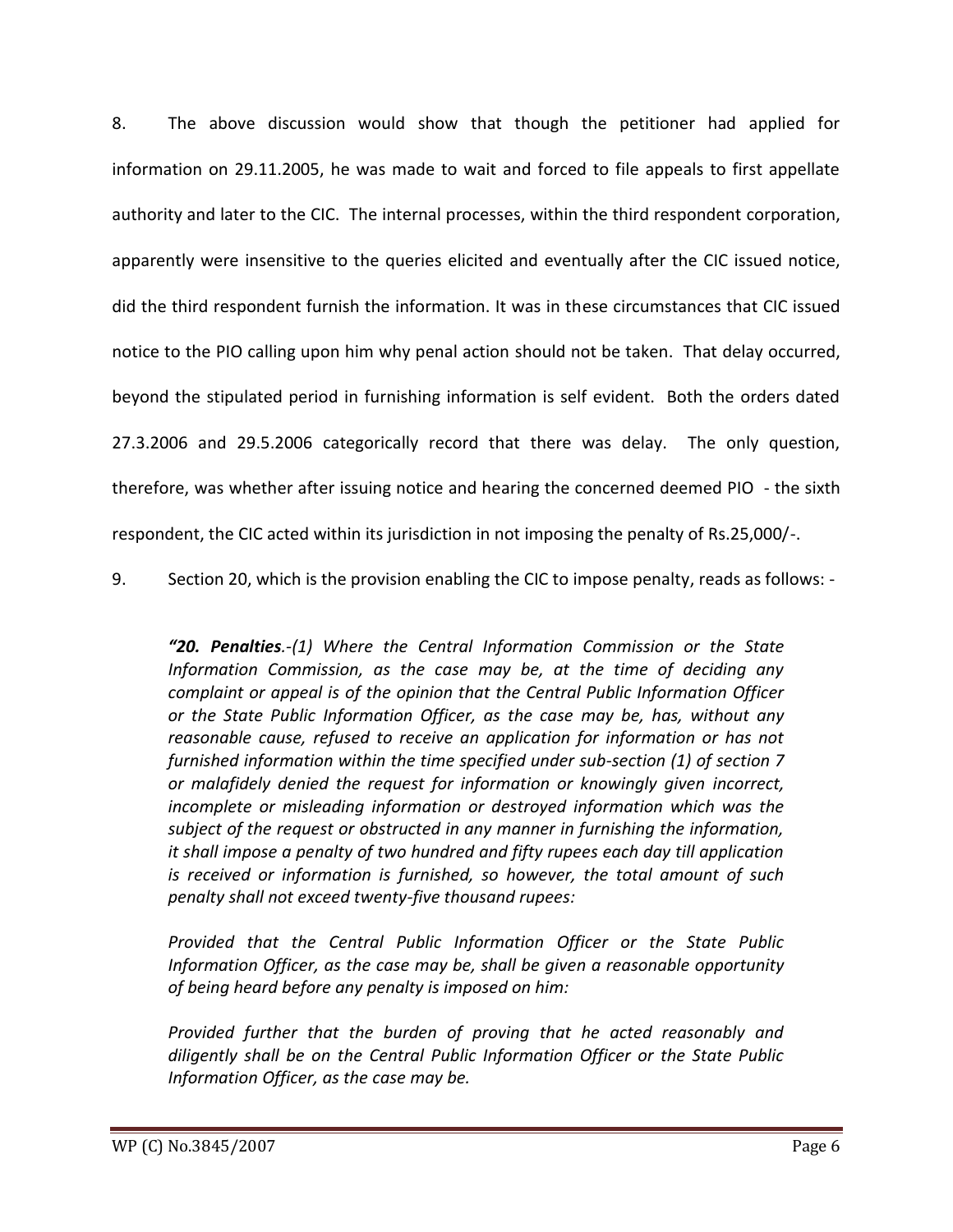8. The above discussion would show that though the petitioner had applied for information on 29.11.2005, he was made to wait and forced to file appeals to first appellate authority and later to the CIC. The internal processes, within the third respondent corporation, apparently were insensitive to the queries elicited and eventually after the CIC issued notice, did the third respondent furnish the information. It was in these circumstances that CIC issued notice to the PIO calling upon him why penal action should not be taken. That delay occurred, beyond the stipulated period in furnishing information is self evident. Both the orders dated 27.3.2006 and 29.5.2006 categorically record that there was delay. The only question, therefore, was whether after issuing notice and hearing the concerned deemed PIO - the sixth respondent, the CIC acted within its jurisdiction in not imposing the penalty of Rs.25,000/-.

9. Section 20, which is the provision enabling the CIC to impose penalty, reads as follows: -

> *"**20. Penalties**.-(1) Where the Central Information Commission or the State Information Commission, as the case may be, at the time of deciding any complaint or appeal is of the opinion that the Central Public Information Officer or the State Public Information Officer, as the case may be, has, without any reasonable cause, refused to receive an application for information or has not furnished information within the time specified under sub-section (1) of section 7 or malafidely denied the request for information or knowingly given incorrect, incomplete or misleading information or destroyed information which was the subject of the request or obstructed in any manner in furnishing the information, it shall impose a penalty of two hundred and fifty rupees each day till application is received or information is furnished, so however, the total amount of such penalty shall not exceed twenty-five thousand rupees:*
>
> *Provided that the Central Public Information Officer or the State Public Information Officer, as the case may be, shall be given a reasonable opportunity of being heard before any penalty is imposed on him:*
>
> *Provided further that the burden of proving that he acted reasonably and diligently shall be on the Central Public Information Officer or the State Public Information Officer, as the case may be.*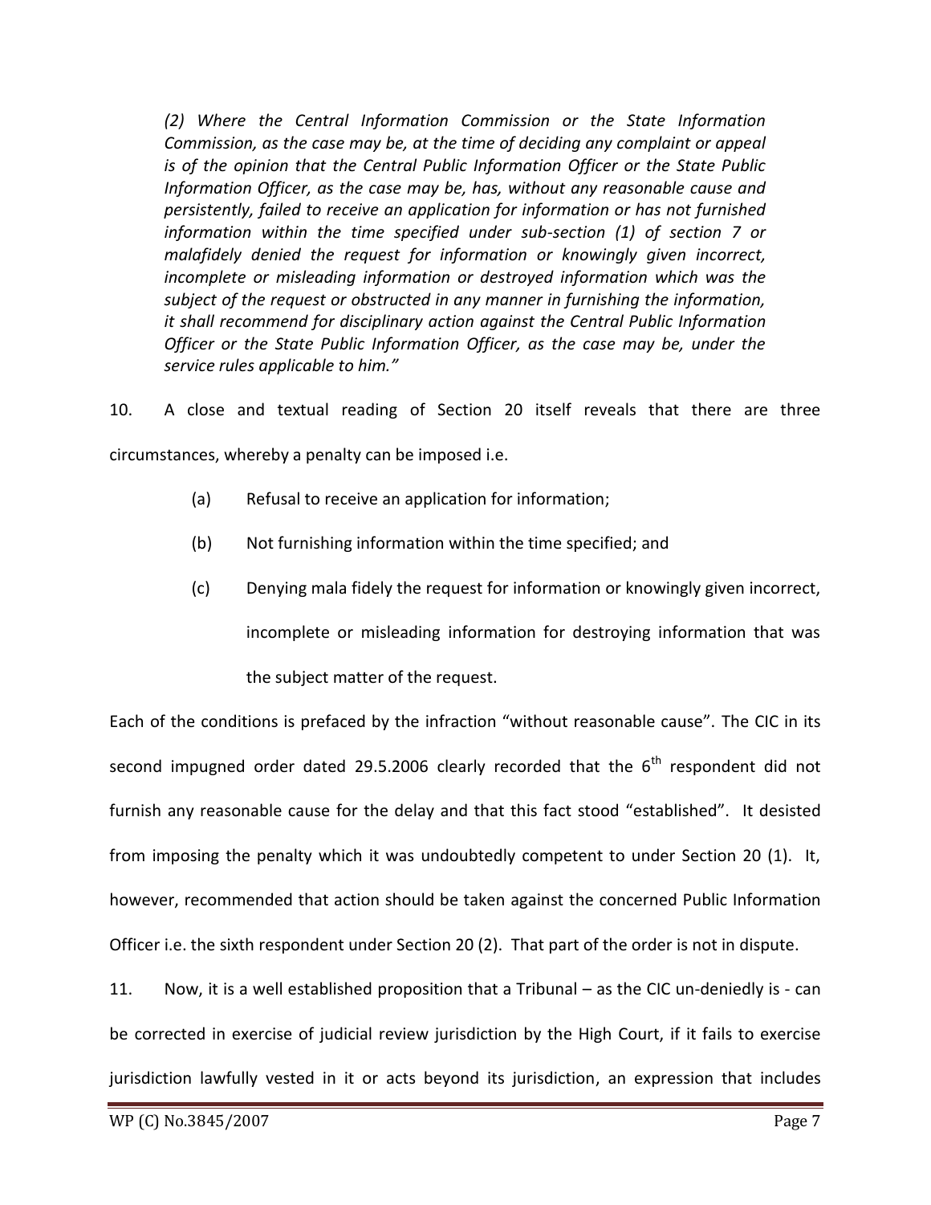*(2) Where the Central Information Commission or the State Information Commission, as the case may be, at the time of deciding any complaint or appeal is of the opinion that the Central Public Information Officer or the State Public Information Officer, as the case may be, has, without any reasonable cause and persistently, failed to receive an application for information or has not furnished information within the time specified under sub-section (1) of section 7 or malafidely denied the request for information or knowingly given incorrect, incomplete or misleading information or destroyed information which was the subject of the request or obstructed in any manner in furnishing the information, it shall recommend for disciplinary action against the Central Public Information Officer or the State Public Information Officer, as the case may be, under the service rules applicable to him."*

10. A close and textual reading of Section 20 itself reveals that there are three circumstances, whereby a penalty can be imposed i.e.

- (a) Refusal to receive an application for information;
- (b) Not furnishing information within the time specified; and
- (c) Denying mala fidely the request for information or knowingly given incorrect, incomplete or misleading information for destroying information that was the subject matter of the request.

Each of the conditions is prefaced by the infraction "without reasonable cause". The CIC in its second impugned order dated 29.5.2006 clearly recorded that the 6th respondent did not furnish any reasonable cause for the delay and that this fact stood "established". It desisted from imposing the penalty which it was undoubtedly competent to under Section 20 (1). It, however, recommended that action should be taken against the concerned Public Information Officer i.e. the sixth respondent under Section 20 (2). That part of the order is not in dispute.

11. Now, it is a well established proposition that a Tribunal – as the CIC un-deniedly is - can be corrected in exercise of judicial review jurisdiction by the High Court, if it fails to exercise jurisdiction lawfully vested in it or acts beyond its jurisdiction, an expression that includes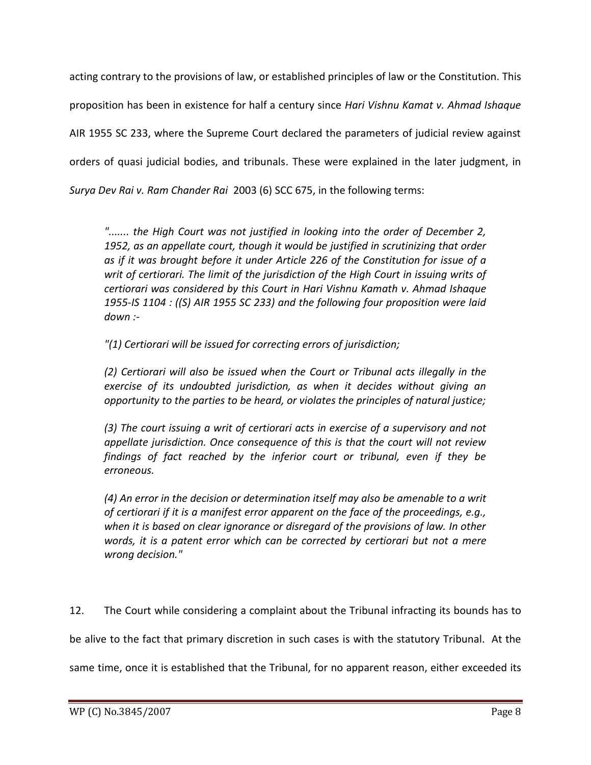acting contrary to the provisions of law, or established principles of law or the Constitution. This proposition has been in existence for half a century since *Hari Vishnu Kamat v. Ahmad Ishaque* AIR 1955 SC 233, where the Supreme Court declared the parameters of judicial review against orders of quasi judicial bodies, and tribunals. These were explained in the later judgment, in *Surya Dev Rai v. Ram Chander Rai* 2003 (6) SCC 675, in the following terms:

> *"....... the High Court was not justified in looking into the order of December 2, 1952, as an appellate court, though it would be justified in scrutinizing that order as if it was brought before it under Article 226 of the Constitution for issue of a writ of certiorari. The limit of the jurisdiction of the High Court in issuing writs of certiorari was considered by this Court in Hari Vishnu Kamath v. Ahmad Ishaque 1955-IS 1104 : ((S) AIR 1955 SC 233) and the following four proposition were laid down :-*
>
> *"(1) Certiorari will be issued for correcting errors of jurisdiction;*
>
> *(2) Certiorari will also be issued when the Court or Tribunal acts illegally in the exercise of its undoubted jurisdiction, as when it decides without giving an opportunity to the parties to be heard, or violates the principles of natural justice;*
>
> *(3) The court issuing a writ of certiorari acts in exercise of a supervisory and not appellate jurisdiction. Once consequence of this is that the court will not review findings of fact reached by the inferior court or tribunal, even if they be erroneous.*
>
> *(4) An error in the decision or determination itself may also be amenable to a writ of certiorari if it is a manifest error apparent on the face of the proceedings, e.g., when it is based on clear ignorance or disregard of the provisions of law. In other words, it is a patent error which can be corrected by certiorari but not a mere wrong decision."*

12. The Court while considering a complaint about the Tribunal infracting its bounds has to be alive to the fact that primary discretion in such cases is with the statutory Tribunal. At the same time, once it is established that the Tribunal, for no apparent reason, either exceeded its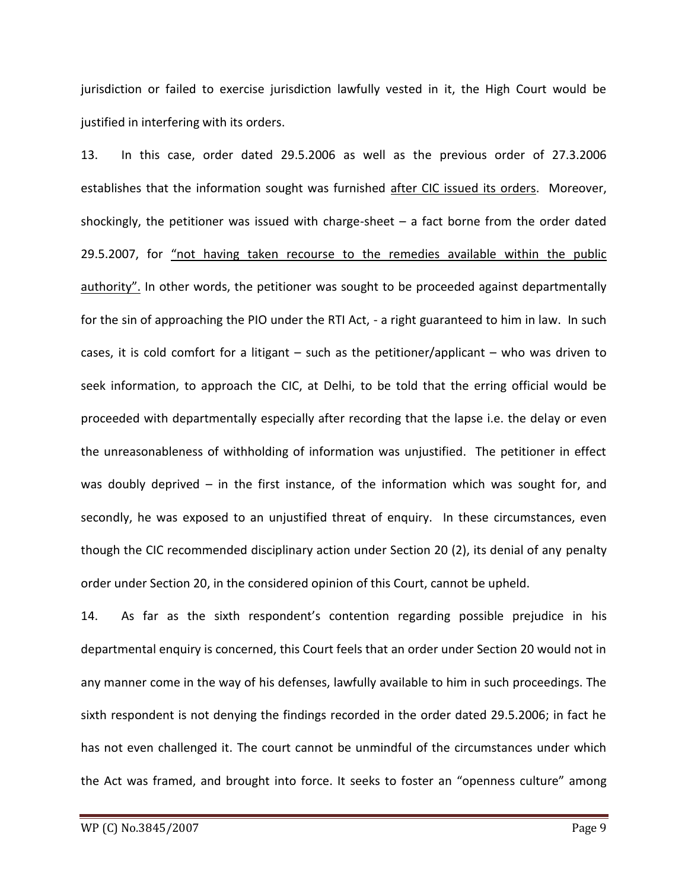jurisdiction or failed to exercise jurisdiction lawfully vested in it, the High Court would be justified in interfering with its orders.

13. In this case, order dated 29.5.2006 as well as the previous order of 27.3.2006 establishes that the information sought was furnished <u>after CIC issued its orders</u>. Moreover, shockingly, the petitioner was issued with charge-sheet – a fact borne from the order dated 29.5.2007, for <u>"not having taken recourse to the remedies available within the public authority"</u>. In other words, the petitioner was sought to be proceeded against departmentally for the sin of approaching the PIO under the RTI Act, - a right guaranteed to him in law. In such cases, it is cold comfort for a litigant – such as the petitioner/applicant – who was driven to seek information, to approach the CIC, at Delhi, to be told that the erring official would be proceeded with departmentally especially after recording that the lapse i.e. the delay or even the unreasonableness of withholding of information was unjustified. The petitioner in effect was doubly deprived – in the first instance, of the information which was sought for, and secondly, he was exposed to an unjustified threat of enquiry. In these circumstances, even though the CIC recommended disciplinary action under Section 20 (2), its denial of any penalty order under Section 20, in the considered opinion of this Court, cannot be upheld.

14. As far as the sixth respondent's contention regarding possible prejudice in his departmental enquiry is concerned, this Court feels that an order under Section 20 would not in any manner come in the way of his defenses, lawfully available to him in such proceedings. The sixth respondent is not denying the findings recorded in the order dated 29.5.2006; in fact he has not even challenged it. The court cannot be unmindful of the circumstances under which the Act was framed, and brought into force. It seeks to foster an "openness culture" among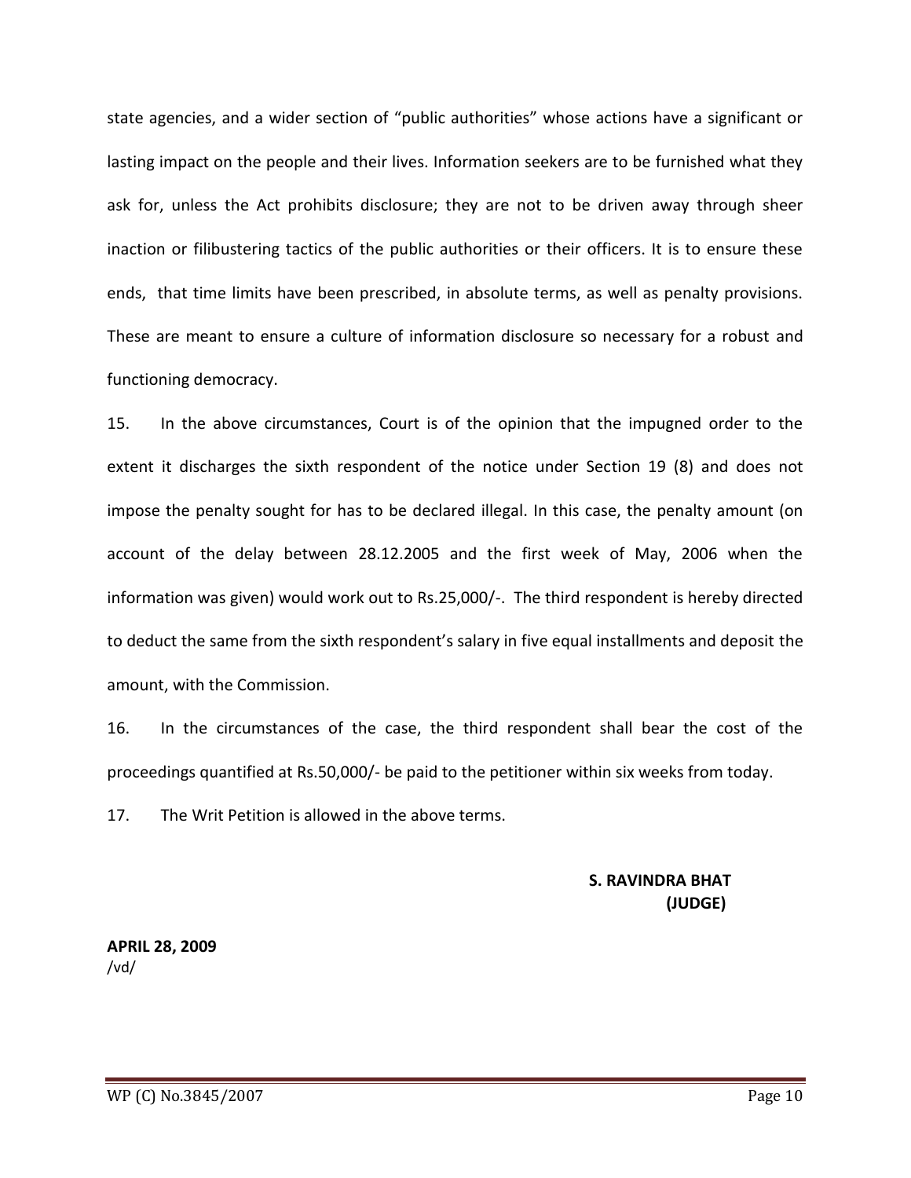state agencies, and a wider section of "public authorities" whose actions have a significant or lasting impact on the people and their lives. Information seekers are to be furnished what they ask for, unless the Act prohibits disclosure; they are not to be driven away through sheer inaction or filibustering tactics of the public authorities or their officers. It is to ensure these ends, that time limits have been prescribed, in absolute terms, as well as penalty provisions. These are meant to ensure a culture of information disclosure so necessary for a robust and functioning democracy.

15. In the above circumstances, Court is of the opinion that the impugned order to the extent it discharges the sixth respondent of the notice under Section 19 (8) and does not impose the penalty sought for has to be declared illegal. In this case, the penalty amount (on account of the delay between 28.12.2005 and the first week of May, 2006 when the information was given) would work out to Rs.25,000/-. The third respondent is hereby directed to deduct the same from the sixth respondent's salary in five equal installments and deposit the amount, with the Commission.

16. In the circumstances of the case, the third respondent shall bear the cost of the proceedings quantified at Rs.50,000/- be paid to the petitioner within six weeks from today.

17. The Writ Petition is allowed in the above terms.

**S. RAVINDRA BHAT**
**(JUDGE)**

**APRIL 28, 2009**
/vd/